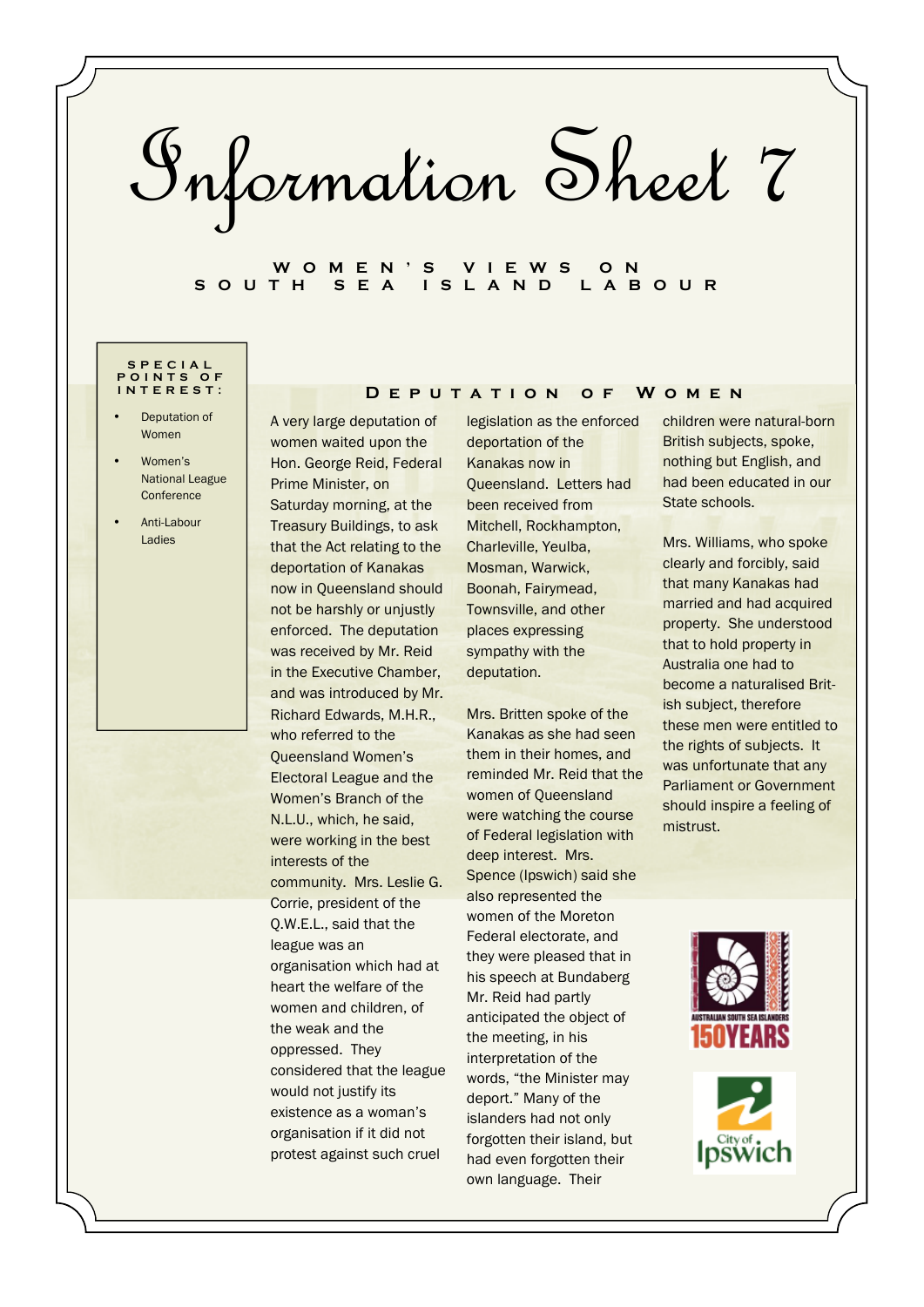# Information Sheet 7

## Women's Views on South Sea Island Labour

**Special Points of Interest:**

- Deputation of Women
- Women's National League Conference
- Anti-Labour Ladies

### Deputation of Women

A very large deputation of women waited upon the Hon. George Reid, Federal Prime Minister, on Saturday morning, at the Treasury Buildings, to ask that the Act relating to the deportation of Kanakas now in Queensland should not be harshly or unjustly enforced. The deputation was received by Mr. Reid in the Executive Chamber, and was introduced by Mr. Richard Edwards, M.H.R., who referred to the Queensland Women's Electoral League and the Women's Branch of the N.L.U., which, he said, were working in the best interests of the community. Mrs. Leslie G. Corrie, president of the Q.W.E.L., said that the league was an organisation which had at heart the welfare of the women and children, of the weak and the oppressed. They considered that the league would not justify its existence as a woman's organisation if it did not protest against such cruel legislation as the enforced deportation of the Kanakas now in Queensland. Letters had been received from Mitchell, Rockhampton, Charleville, Yeulba, Mosman, Warwick, Boonah, Fairymead, Townsville, and other places expressing sympathy with the deputation.

Mrs. Britten spoke of the Kanakas as she had seen them in their homes, and reminded Mr. Reid that the women of Queensland were watching the course of Federal legislation with deep interest. Mrs. Spence (Ipswich) said she also represented the women of the Moreton Federal electorate, and they were pleased that in his speech at Bundaberg Mr. Reid had partly anticipated the object of the meeting, in his interpretation of the words, "the Minister may deport." Many of the islanders had not only forgotten their island, but had even forgotten their own language. Their children were natural-born British subjects, spoke, nothing but English, and had been educated in our State schools.

Mrs. Williams, who spoke clearly and forcibly, said that many Kanakas had married and had acquired property. She understood that to hold property in Australia one had to become a naturalised British subject, therefore these men were entitled to the rights of subjects. It was unfortunate that any Parliament or Government should inspire a feeling of mistrust.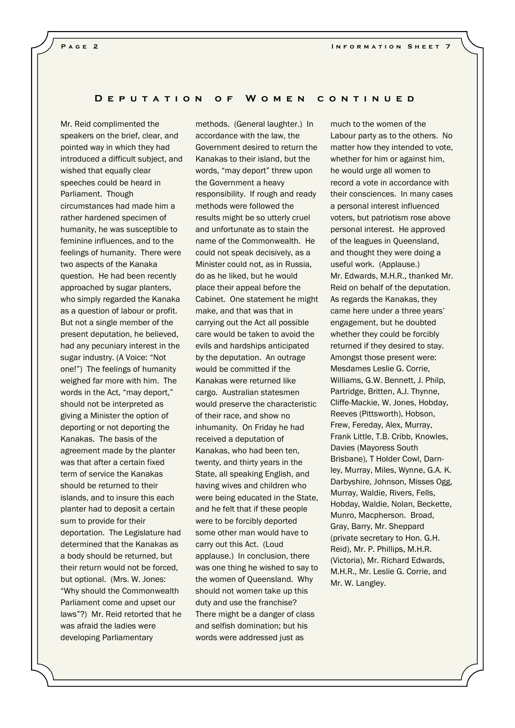## Deputation of Women continued

Mr. Reid complimented the speakers on the brief, clear, and pointed way in which they had introduced a difficult subject, and wished that equally clear speeches could be heard in Parliament. Though circumstances had made him a rather hardened specimen of humanity, he was susceptible to feminine influences, and to the feelings of humanity. There were two aspects of the Kanaka question. He had been recently approached by sugar planters, who simply regarded the Kanaka as a question of labour or profit. But not a single member of the present deputation, he believed, had any pecuniary interest in the sugar industry. (A Voice: "Not one!") The feelings of humanity weighed far more with him. The words in the Act, "may deport," should not be interpreted as giving a Minister the option of deporting or not deporting the Kanakas. The basis of the agreement made by the planter was that after a certain fixed term of service the Kanakas should be returned to their islands, and to insure this each planter had to deposit a certain sum to provide for their deportation. The Legislature had determined that the Kanakas as a body should be returned, but their return would not be forced, but optional. (Mrs. W. Jones: "Why should the Commonwealth Parliament come and upset our laws"?) Mr. Reid retorted that he was afraid the ladies were developing Parliamentary methods. (General laughter.) In accordance with the law, the Government desired to return the Kanakas to their island, but the words, "may deport" threw upon the Government a heavy responsibility. If rough and ready methods were followed the results might be so utterly cruel and unfortunate as to stain the name of the Commonwealth. He could not speak decisively, as a Minister could not, as in Russia, do as he liked, but he would place their appeal before the Cabinet. One statement he might make, and that was that in carrying out the Act all possible care would be taken to avoid the evils and hardships anticipated by the deputation. An outrage would be committed if the Kanakas were returned like cargo. Australian statesmen would preserve the characteristic of their race, and show no inhumanity. On Friday he had received a deputation of Kanakas, who had been ten, twenty, and thirty years in the State, all speaking English, and having wives and children who were being educated in the State, and he felt that if these people were to be forcibly deported some other man would have to carry out this Act. (Loud applause.) In conclusion, there was one thing he wished to say to the women of Queensland. Why should not women take up this duty and use the franchise? There might be a danger of class and selfish domination; but his words were addressed just as much to the women of the Labour party as to the others. No matter how they intended to vote, whether for him or against him, he would urge all women to record a vote in accordance with their consciences. In many cases a personal interest influenced voters, but patriotism rose above personal interest. He approved of the leagues in Queensland, and thought they were doing a useful work. (Applause.)

Mr. Edwards, M.H.R., thanked Mr. Reid on behalf of the deputation. As regards the Kanakas, they came here under a three years' engagement, but he doubted whether they could be forcibly returned if they desired to stay.

Amongst those present were: Mesdames Leslie G. Corrie, Williams, G.W. Bennett, J. Philp, Partridge, Britten, A.J. Thynne, Cliffe-Mackie, W. Jones, Hobday, Reeves (Pittsworth), Hobson, Frew, Fereday, Alex, Murray, Frank Little, T.B. Cribb, Knowles, Davies (Mayoress South Brisbane), T Holder Cowl, Darnley, Murray, Miles, Wynne, G.A. K. Darbyshire, Johnson, Misses Ogg, Murray, Waldie, Rivers, Fells, Hobday, Waldie, Nolan, Beckette, Munro, Macpherson. Broad, Gray, Barry, Mr. Sheppard (private secretary to Hon. G.H. Reid), Mr. P. Phillips, M.H.R. (Victoria), Mr. Richard Edwards, M.H.R., Mr. Leslie G. Corrie, and Mr. W. Langley.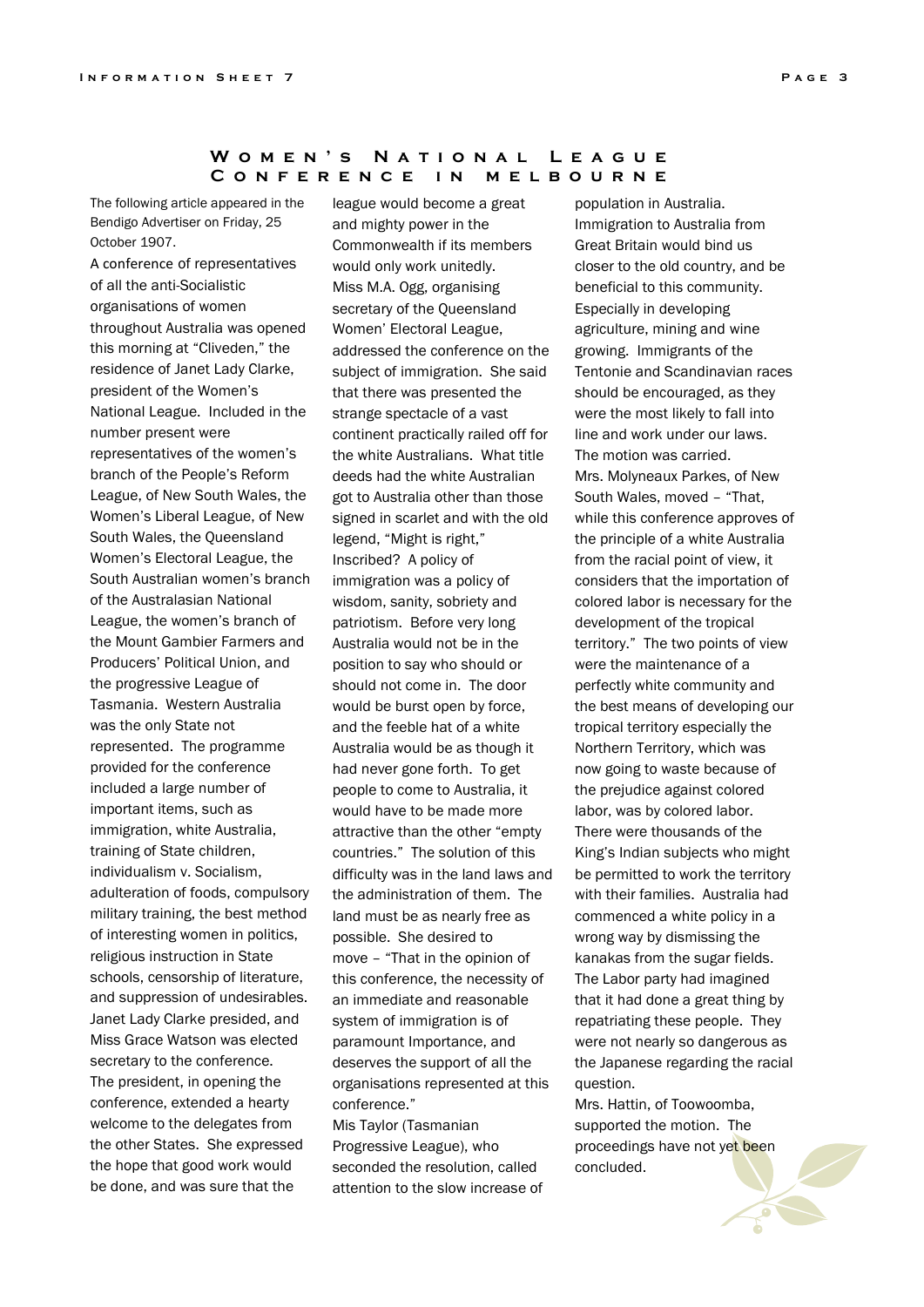# Women's National League Conference in Melbourne

The following article appeared in the Bendigo Advertiser on Friday, 25 October 1907.

A conference of representatives of all the anti-Socialistic organisations of women throughout Australia was opened this morning at "Cliveden," the residence of Janet Lady Clarke, president of the Women's National League. Included in the number present were representatives of the women's branch of the People's Reform League, of New South Wales, the Women's Liberal League, of New South Wales, the Queensland Women's Electoral League, the South Australian women's branch of the Australasian National League, the women's branch of the Mount Gambier Farmers and Producers' Political Union, and the progressive League of Tasmania. Western Australia was the only State not represented. The programme provided for the conference included a large number of important items, such as immigration, white Australia, training of State children, individualism v. Socialism, adulteration of foods, compulsory military training, the best method of interesting women in politics, religious instruction in State schools, censorship of literature, and suppression of undesirables.

Janet Lady Clarke presided, and Miss Grace Watson was elected secretary to the conference.

The president, in opening the conference, extended a hearty welcome to the delegates from the other States. She expressed the hope that good work would be done, and was sure that the league would become a great and mighty power in the Commonwealth if its members would only work unitedly.

Miss M.A. Ogg, organising secretary of the Queensland Women' Electoral League, addressed the conference on the subject of immigration. She said that there was presented the strange spectacle of a vast continent practically railed off for the white Australians. What title deeds had the white Australian got to Australia other than those signed in scarlet and with the old legend, "Might is right," Inscribed? A policy of immigration was a policy of wisdom, sanity, sobriety and patriotism. Before very long Australia would not be in the position to say who should or should not come in. The door would be burst open by force, and the feeble hat of a white Australia would be as though it had never gone forth. To get people to come to Australia, it would have to be made more attractive than the other "empty countries." The solution of this difficulty was in the land laws and the administration of them. The land must be as nearly free as possible. She desired to move – "That in the opinion of this conference, the necessity of an immediate and reasonable system of immigration is of paramount Importance, and deserves the support of all the organisations represented at this conference."

Mis Taylor (Tasmanian Progressive League), who seconded the resolution, called attention to the slow increase of population in Australia. Immigration to Australia from Great Britain would bind us closer to the old country, and be beneficial to this community. Especially in developing agriculture, mining and wine growing. Immigrants of the Tentonie and Scandinavian races should be encouraged, as they were the most likely to fall into line and work under our laws.

The motion was carried.

Mrs. Molyneaux Parkes, of New South Wales, moved – "That, while this conference approves of the principle of a white Australia from the racial point of view, it considers that the importation of colored labor is necessary for the development of the tropical territory." The two points of view were the maintenance of a perfectly white community and the best means of developing our tropical territory especially the Northern Territory, which was now going to waste because of the prejudice against colored labor, was by colored labor. There were thousands of the King's Indian subjects who might be permitted to work the territory with their families. Australia had commenced a white policy in a wrong way by dismissing the kanakas from the sugar fields. The Labor party had imagined that it had done a great thing by repatriating these people. They were not nearly so dangerous as the Japanese regarding the racial question.

Mrs. Hattin, of Toowoomba, supported the motion. The proceedings have not yet been concluded.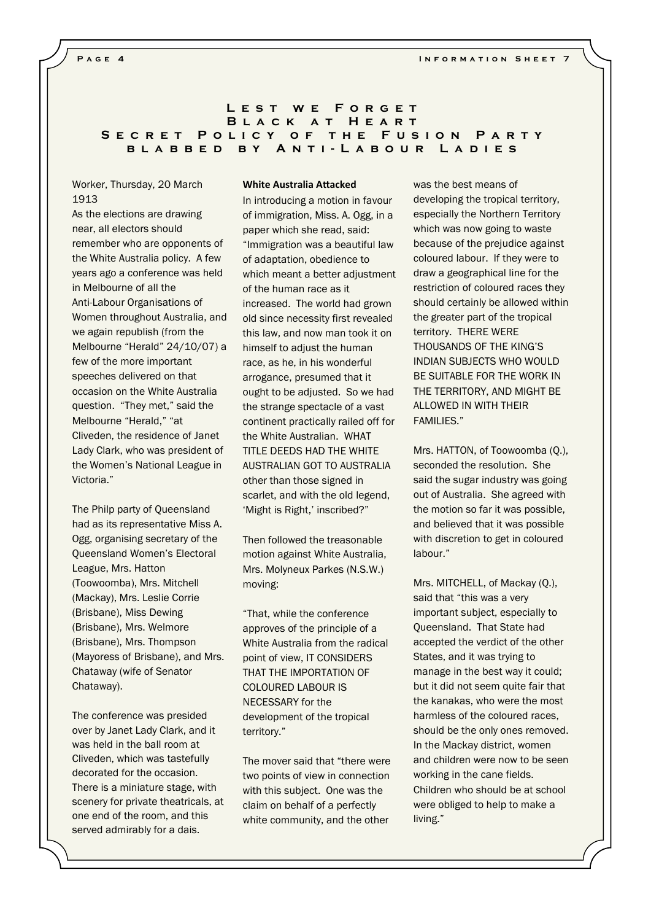# Lest we Forget
# Black at Heart
## Secret Policy of the Fusion Party blabbed by Anti-Labour Ladies

Worker, Thursday, 20 March 1913

As the elections are drawing near, all electors should remember who are opponents of the White Australia policy. A few years ago a conference was held in Melbourne of all the Anti-Labour Organisations of Women throughout Australia, and we again republish (from the Melbourne "Herald" 24/10/07) a few of the more important speeches delivered on that occasion on the White Australia question. "They met," said the Melbourne "Herald," "at Cliveden, the residence of Janet Lady Clark, who was president of the Women's National League in Victoria."

The Philp party of Queensland had as its representative Miss A. Ogg, organising secretary of the Queensland Women's Electoral League, Mrs. Hatton (Toowoomba), Mrs. Mitchell (Mackay), Mrs. Leslie Corrie (Brisbane), Miss Dewing (Brisbane), Mrs. Welmore (Brisbane), Mrs. Thompson (Mayoress of Brisbane), and Mrs. Chataway (wife of Senator Chataway).

The conference was presided over by Janet Lady Clark, and it was held in the ball room at Cliveden, which was tastefully decorated for the occasion. There is a miniature stage, with scenery for private theatricals, at one end of the room, and this served admirably for a dais.

**White Australia Attacked**

In introducing a motion in favour of immigration, Miss. A. Ogg, in a paper which she read, said: "Immigration was a beautiful law of adaptation, obedience to which meant a better adjustment of the human race as it increased. The world had grown old since necessity first revealed this law, and now man took it on himself to adjust the human race, as he, in his wonderful arrogance, presumed that it ought to be adjusted. So we had the strange spectacle of a vast continent practically railed off for the White Australian. WHAT TITLE DEEDS HAD THE WHITE AUSTRALIAN GOT TO AUSTRALIA other than those signed in scarlet, and with the old legend, 'Might is Right,' inscribed?"

Then followed the treasonable motion against White Australia, Mrs. Molyneux Parkes (N.S.W.) moving:

"That, while the conference approves of the principle of a White Australia from the radical point of view, IT CONSIDERS THAT THE IMPORTATION OF COLOURED LABOUR IS NECESSARY for the development of the tropical territory."

The mover said that "there were two points of view in connection with this subject. One was the claim on behalf of a perfectly white community, and the other was the best means of developing the tropical territory, especially the Northern Territory which was now going to waste because of the prejudice against coloured labour. If they were to draw a geographical line for the restriction of coloured races they should certainly be allowed within the greater part of the tropical territory. THERE WERE THOUSANDS OF THE KING'S INDIAN SUBJECTS WHO WOULD BE SUITABLE FOR THE WORK IN THE TERRITORY, AND MIGHT BE ALLOWED IN WITH THEIR FAMILIES."

Mrs. HATTON, of Toowoomba (Q.), seconded the resolution. She said the sugar industry was going out of Australia. She agreed with the motion so far it was possible, and believed that it was possible with discretion to get in coloured labour."

Mrs. MITCHELL, of Mackay (Q.), said that "this was a very important subject, especially to Queensland. That State had accepted the verdict of the other States, and it was trying to manage in the best way it could; but it did not seem quite fair that the kanakas, who were the most harmless of the coloured races, should be the only ones removed. In the Mackay district, women and children were now to be seen working in the cane fields. Children who should be at school were obliged to help to make a living."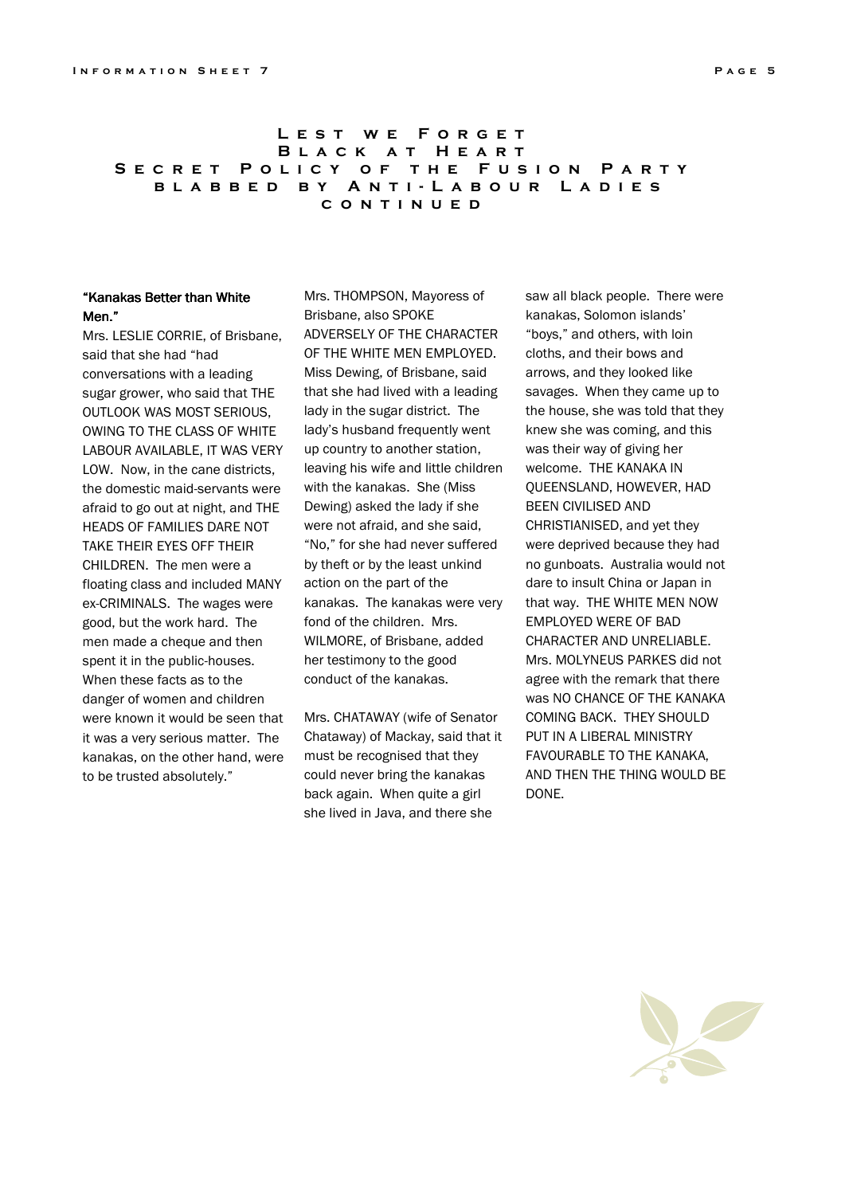# Lest we Forget
# Black at Heart
# Secret Policy of the Fusion Party blabbed by Anti-Labour Ladies continued

**"Kanakas Better than White Men."**

Mrs. LESLIE CORRIE, of Brisbane, said that she had "had conversations with a leading sugar grower, who said that THE OUTLOOK WAS MOST SERIOUS, OWING TO THE CLASS OF WHITE LABOUR AVAILABLE, IT WAS VERY LOW. Now, in the cane districts, the domestic maid-servants were afraid to go out at night, and THE HEADS OF FAMILIES DARE NOT TAKE THEIR EYES OFF THEIR CHILDREN. The men were a floating class and included MANY ex-CRIMINALS. The wages were good, but the work hard. The men made a cheque and then spent it in the public-houses. When these facts as to the danger of women and children were known it would be seen that it was a very serious matter. The kanakas, on the other hand, were to be trusted absolutely."

Mrs. THOMPSON, Mayoress of Brisbane, also SPOKE ADVERSELY OF THE CHARACTER OF THE WHITE MEN EMPLOYED. Miss Dewing, of Brisbane, said that she had lived with a leading lady in the sugar district. The lady's husband frequently went up country to another station, leaving his wife and little children with the kanakas. She (Miss Dewing) asked the lady if she were not afraid, and she said, "No," for she had never suffered by theft or by the least unkind action on the part of the kanakas. The kanakas were very fond of the children. Mrs. WILMORE, of Brisbane, added her testimony to the good conduct of the kanakas.

Mrs. CHATAWAY (wife of Senator Chataway) of Mackay, said that it must be recognised that they could never bring the kanakas back again. When quite a girl she lived in Java, and there she saw all black people. There were kanakas, Solomon islands' "boys," and others, with loin cloths, and their bows and arrows, and they looked like savages. When they came up to the house, she was told that they knew she was coming, and this was their way of giving her welcome. THE KANAKA IN QUEENSLAND, HOWEVER, HAD BEEN CIVILISED AND CHRISTIANISED, and yet they were deprived because they had no gunboats. Australia would not dare to insult China or Japan in that way. THE WHITE MEN NOW EMPLOYED WERE OF BAD CHARACTER AND UNRELIABLE. Mrs. MOLYNEUS PARKES did not agree with the remark that there was NO CHANCE OF THE KANAKA COMING BACK. THEY SHOULD PUT IN A LIBERAL MINISTRY FAVOURABLE TO THE KANAKA, AND THEN THE THING WOULD BE DONE.